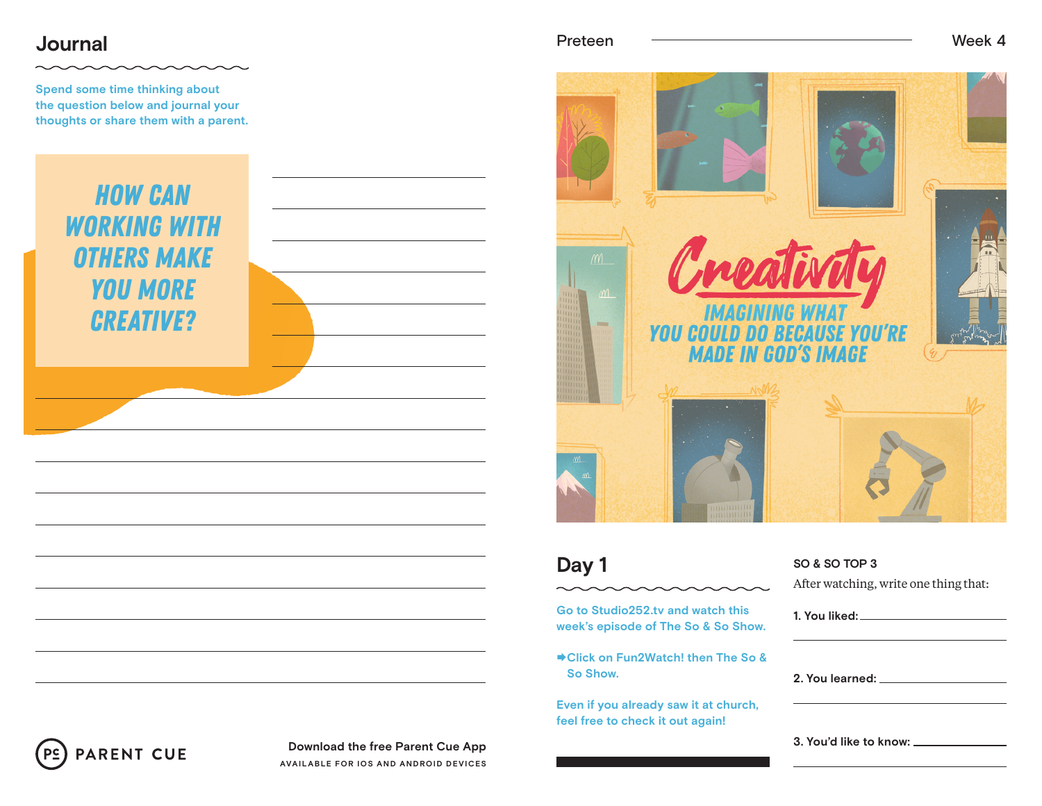## Journal

Spend some time thinking about the question below and journal your thoughts or share them with a parent.

**HOW CAN WORKING WITH OTHERS MAKE YOU MORE CREATIVE?**

Download the free Parent Cue App

AVAILABLE FOR IOS AND ANDROID DEVICES

Preteen — Week 4

# Creativity

**IMAGINING WHAT YOU COULD DO BECAUSE YOU'RE MADE IN GOD'S IMAGE**

## Day 1

Go to Studio252.tv and watch this week's episode of The So & So Show.

➡Click on Fun2Watch! then The So & So Show.

Even if you already saw it at church, feel free to check it out again!

### SO & SO TOP 3

After watching, write one thing that:

1. You liked: ____________________
2. You learned: ____________________
3. You'd like to know: ____________________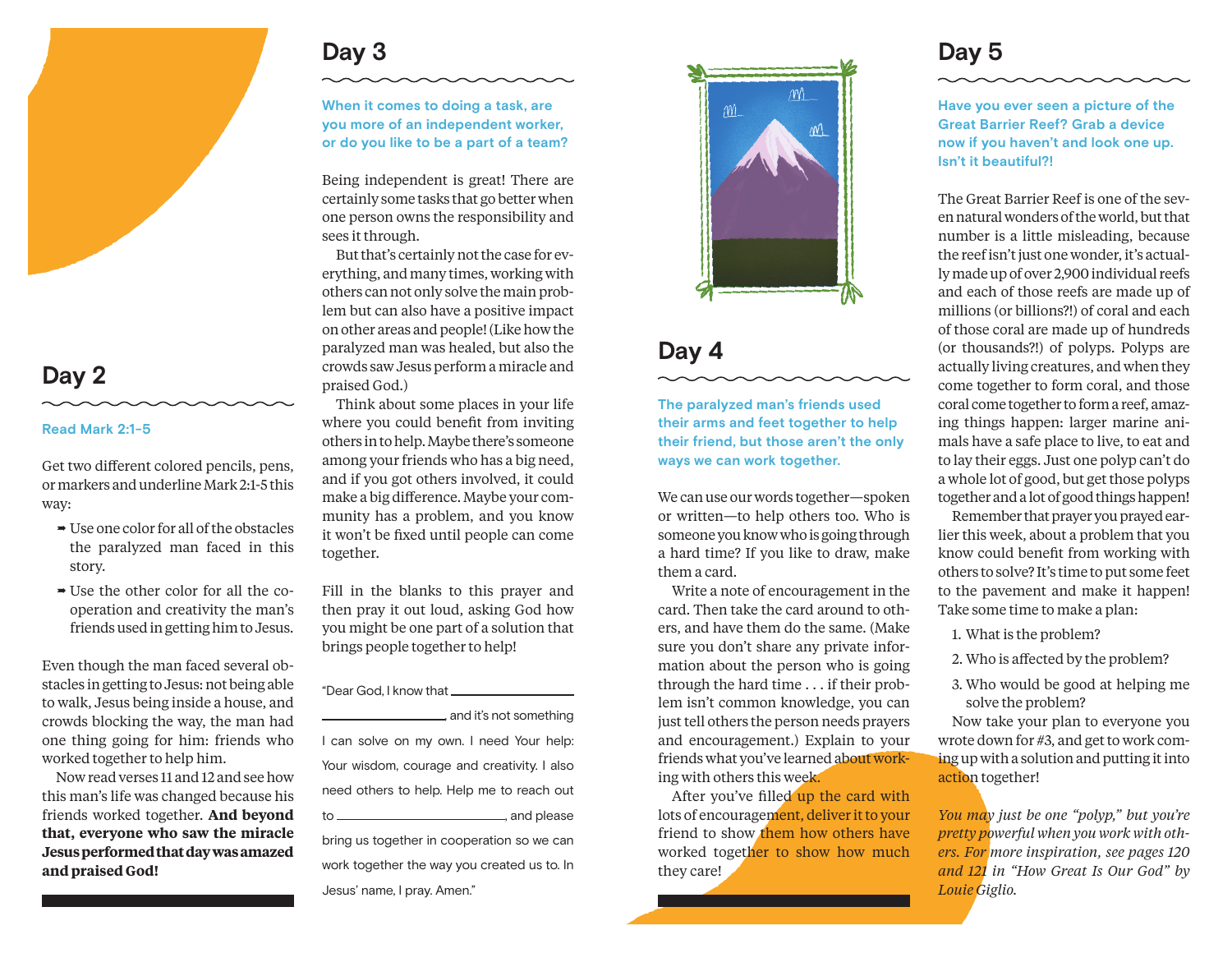## Day 2

Read Mark 2:1-5

Get two different colored pencils, pens, or markers and underline Mark 2:1-5 this way:

- Use one color for all of the obstacles the paralyzed man faced in this story.
- Use the other color for all the co-operation and creativity the man's friends used in getting him to Jesus.

Even though the man faced several obstacles in getting to Jesus: not being able to walk, Jesus being inside a house, and crowds blocking the way, the man had one thing going for him: friends who worked together to help him.

Now read verses 11 and 12 and see how this man's life was changed because his friends worked together. **And beyond that, everyone who saw the miracle Jesus performed that day was amazed and praised God!**

## Day 3

When it comes to doing a task, are you more of an independent worker, or do you like to be a part of a team?

Being independent is great! There are certainly some tasks that go better when one person owns the responsibility and sees it through.

But that's certainly not the case for everything, and many times, working with others can not only solve the main problem but can also have a positive impact on other areas and people! (Like how the paralyzed man was healed, but also the crowds saw Jesus perform a miracle and praised God.)

Think about some places in your life where you could benefit from inviting others in to help. Maybe there's someone among your friends who has a big need, and if you got others involved, it could make a big difference. Maybe your community has a problem, and you know it won't be fixed until people can come together.

Fill in the blanks to this prayer and then pray it out loud, asking God how you might be one part of a solution that brings people together to help!

"Dear God, I know that ____________________

____________________, and it's not something I can solve on my own. I need Your help: Your wisdom, courage and creativity. I also need others to help. Help me to reach out to ____________________, and please bring us together in cooperation so we can work together the way you created us to. In Jesus' name, I pray. Amen."

## Day 4

The paralyzed man's friends used their arms and feet together to help their friend, but those aren't the only ways we can work together.

We can use our words together—spoken or written—to help others too. Who is someone you know who is going through a hard time? If you like to draw, make them a card.

Write a note of encouragement in the card. Then take the card around to others, and have them do the same. (Make sure you don't share any private information about the person who is going through the hard time . . . if their problem isn't common knowledge, you can just tell others the person needs prayers and encouragement.) Explain to your friends what you've learned about working with others this week.

After you've filled up the card with lots of encouragement, deliver it to your friend to show them how others have worked together to show how much they care!

## Day 5

Have you ever seen a picture of the Great Barrier Reef? Grab a device now if you haven't and look one up. Isn't it beautiful?!

The Great Barrier Reef is one of the seven natural wonders of the world, but that number is a little misleading, because the reef isn't just one wonder, it's actually made up of over 2,900 individual reefs and each of those reefs are made up of millions (or billions?!) of coral and each of those coral are made up of hundreds (or thousands?!) of polyps. Polyps are actually living creatures, and when they come together to form coral, and those coral come together to form a reef, amazing things happen: larger marine animals have a safe place to live, to eat and to lay their eggs. Just one polyp can't do a whole lot of good, but get those polyps together and a lot of good things happen!

Remember that prayer you prayed earlier this week, about a problem that you know could benefit from working with others to solve? It's time to put some feet to the pavement and make it happen! Take some time to make a plan:

1. What is the problem?
2. Who is affected by the problem?
3. Who would be good at helping me solve the problem?

Now take your plan to everyone you wrote down for #3, and get to work coming up with a solution and putting it into action together!

*You may just be one "polyp," but you're pretty powerful when you work with others. For more inspiration, see pages 120 and 121 in "How Great Is Our God" by Louie Giglio.*